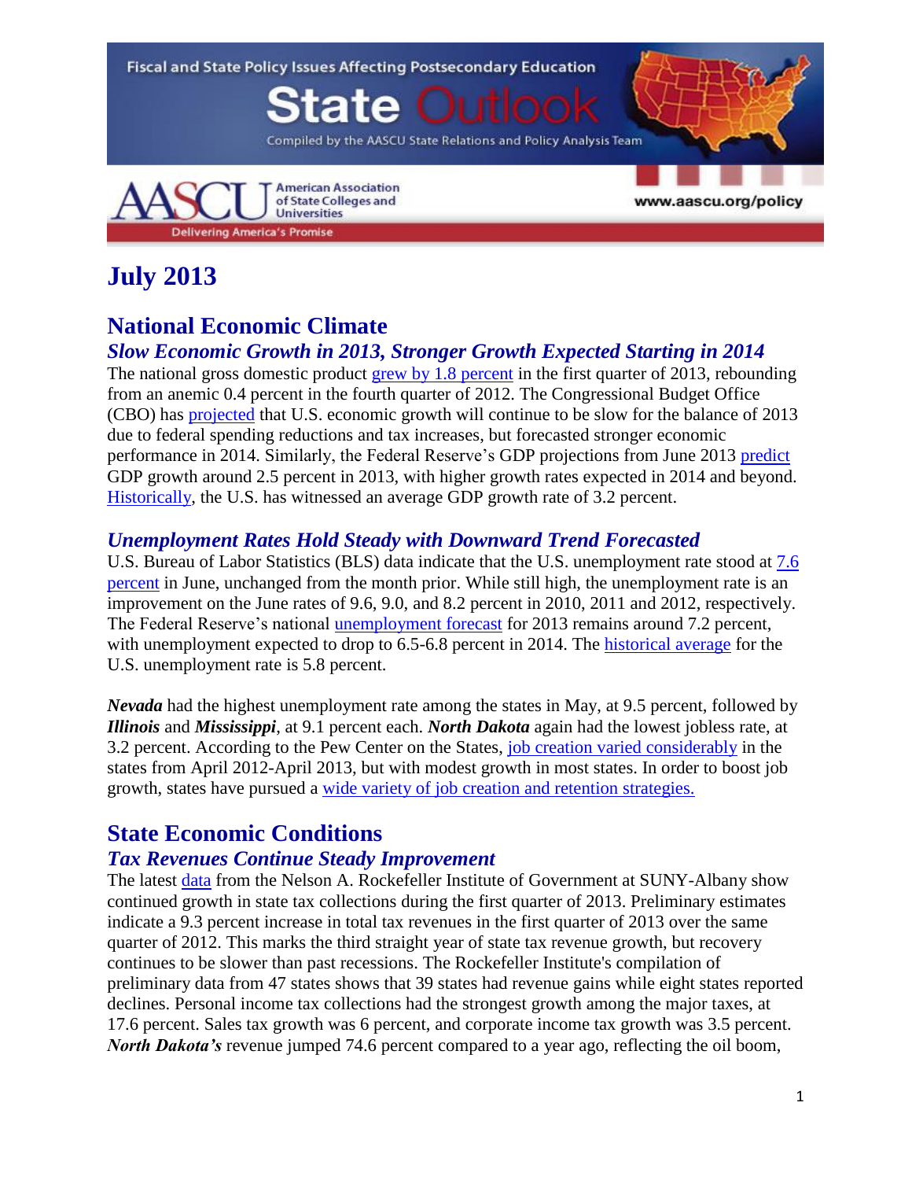Fiscal and State Policy Issues Affecting Postsecondary Education

# State Outlook

Compiled by the AASCU State Relations and Policy Analysis Team

AASCU American Association of State Colleges and Universities

Delivering America's Promise

www.aascu.org/policy

# July 2013

## National Economic Climate

### *Slow Economic Growth in 2013, Stronger Growth Expected Starting in 2014*

The national gross domestic product grew by 1.8 percent in the first quarter of 2013, rebounding from an anemic 0.4 percent in the fourth quarter of 2012. The Congressional Budget Office (CBO) has projected that U.S. economic growth will continue to be slow for the balance of 2013 due to federal spending reductions and tax increases, but forecasted stronger economic performance in 2014. Similarly, the Federal Reserve's GDP projections from June 2013 predict GDP growth around 2.5 percent in 2013, with higher growth rates expected in 2014 and beyond. Historically, the U.S. has witnessed an average GDP growth rate of 3.2 percent.

### *Unemployment Rates Hold Steady with Downward Trend Forecasted*

U.S. Bureau of Labor Statistics (BLS) data indicate that the U.S. unemployment rate stood at 7.6 percent in June, unchanged from the month prior. While still high, the unemployment rate is an improvement on the June rates of 9.6, 9.0, and 8.2 percent in 2010, 2011 and 2012, respectively. The Federal Reserve's national unemployment forecast for 2013 remains around 7.2 percent, with unemployment expected to drop to 6.5-6.8 percent in 2014. The historical average for the U.S. unemployment rate is 5.8 percent.

***Nevada*** had the highest unemployment rate among the states in May, at 9.5 percent, followed by ***Illinois*** and ***Mississippi***, at 9.1 percent each. ***North Dakota*** again had the lowest jobless rate, at 3.2 percent. According to the Pew Center on the States, job creation varied considerably in the states from April 2012-April 2013, but with modest growth in most states. In order to boost job growth, states have pursued a wide variety of job creation and retention strategies.

## State Economic Conditions

### *Tax Revenues Continue Steady Improvement*

The latest data from the Nelson A. Rockefeller Institute of Government at SUNY-Albany show continued growth in state tax collections during the first quarter of 2013. Preliminary estimates indicate a 9.3 percent increase in total tax revenues in the first quarter of 2013 over the same quarter of 2012. This marks the third straight year of state tax revenue growth, but recovery continues to be slower than past recessions. The Rockefeller Institute's compilation of preliminary data from 47 states shows that 39 states had revenue gains while eight states reported declines. Personal income tax collections had the strongest growth among the major taxes, at 17.6 percent. Sales tax growth was 6 percent, and corporate income tax growth was 3.5 percent. ***North Dakota's*** revenue jumped 74.6 percent compared to a year ago, reflecting the oil boom,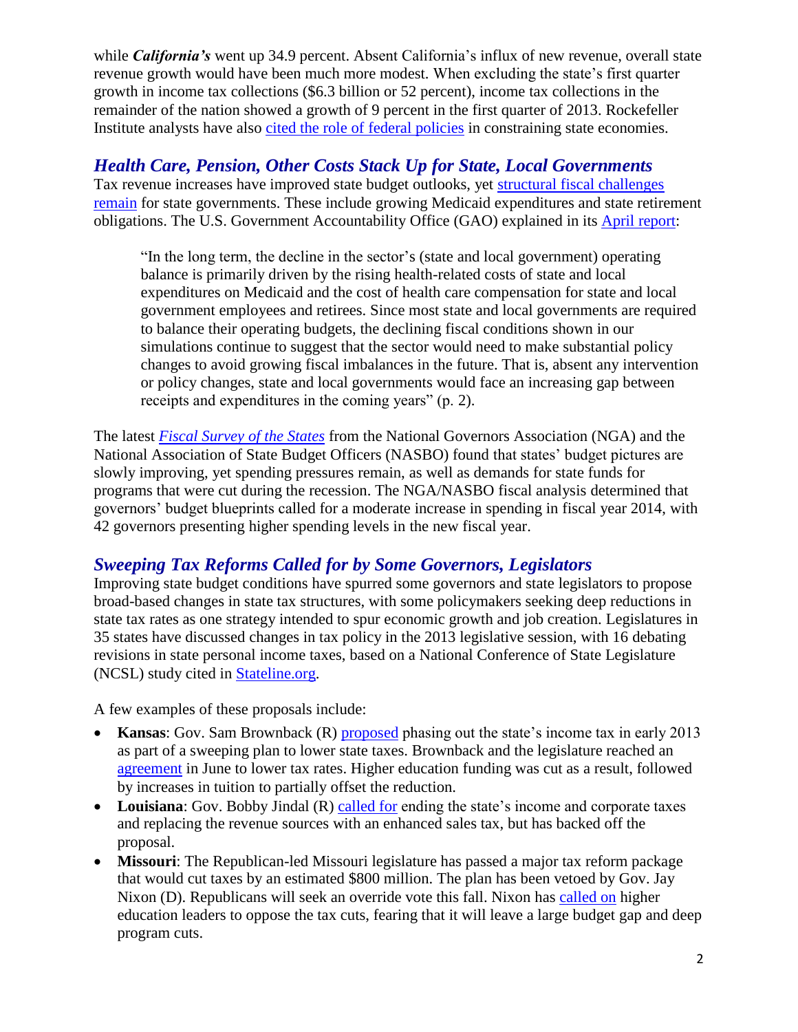while ***California's*** went up 34.9 percent. Absent California's influx of new revenue, overall state revenue growth would have been much more modest. When excluding the state's first quarter growth in income tax collections ($6.3 billion or 52 percent), income tax collections in the remainder of the nation showed a growth of 9 percent in the first quarter of 2013. Rockefeller Institute analysts have also cited the role of federal policies in constraining state economies.

## *Health Care, Pension, Other Costs Stack Up for State, Local Governments*

Tax revenue increases have improved state budget outlooks, yet structural fiscal challenges remain for state governments. These include growing Medicaid expenditures and state retirement obligations. The U.S. Government Accountability Office (GAO) explained in its April report:

> "In the long term, the decline in the sector's (state and local government) operating balance is primarily driven by the rising health-related costs of state and local expenditures on Medicaid and the cost of health care compensation for state and local government employees and retirees. Since most state and local governments are required to balance their operating budgets, the declining fiscal conditions shown in our simulations continue to suggest that the sector would need to make substantial policy changes to avoid growing fiscal imbalances in the future. That is, absent any intervention or policy changes, state and local governments would face an increasing gap between receipts and expenditures in the coming years" (p. 2).

The latest *Fiscal Survey of the States* from the National Governors Association (NGA) and the National Association of State Budget Officers (NASBO) found that states' budget pictures are slowly improving, yet spending pressures remain, as well as demands for state funds for programs that were cut during the recession. The NGA/NASBO fiscal analysis determined that governors' budget blueprints called for a moderate increase in spending in fiscal year 2014, with 42 governors presenting higher spending levels in the new fiscal year.

## *Sweeping Tax Reforms Called for by Some Governors, Legislators*

Improving state budget conditions have spurred some governors and state legislators to propose broad-based changes in state tax structures, with some policymakers seeking deep reductions in state tax rates as one strategy intended to spur economic growth and job creation. Legislatures in 35 states have discussed changes in tax policy in the 2013 legislative session, with 16 debating revisions in state personal income taxes, based on a National Conference of State Legislature (NCSL) study cited in Stateline.org.

A few examples of these proposals include:

- **Kansas**: Gov. Sam Brownback (R) proposed phasing out the state's income tax in early 2013 as part of a sweeping plan to lower state taxes. Brownback and the legislature reached an agreement in June to lower tax rates. Higher education funding was cut as a result, followed by increases in tuition to partially offset the reduction.
- **Louisiana**: Gov. Bobby Jindal (R) called for ending the state's income and corporate taxes and replacing the revenue sources with an enhanced sales tax, but has backed off the proposal.
- **Missouri**: The Republican-led Missouri legislature has passed a major tax reform package that would cut taxes by an estimated $800 million. The plan has been vetoed by Gov. Jay Nixon (D). Republicans will seek an override vote this fall. Nixon has called on higher education leaders to oppose the tax cuts, fearing that it will leave a large budget gap and deep program cuts.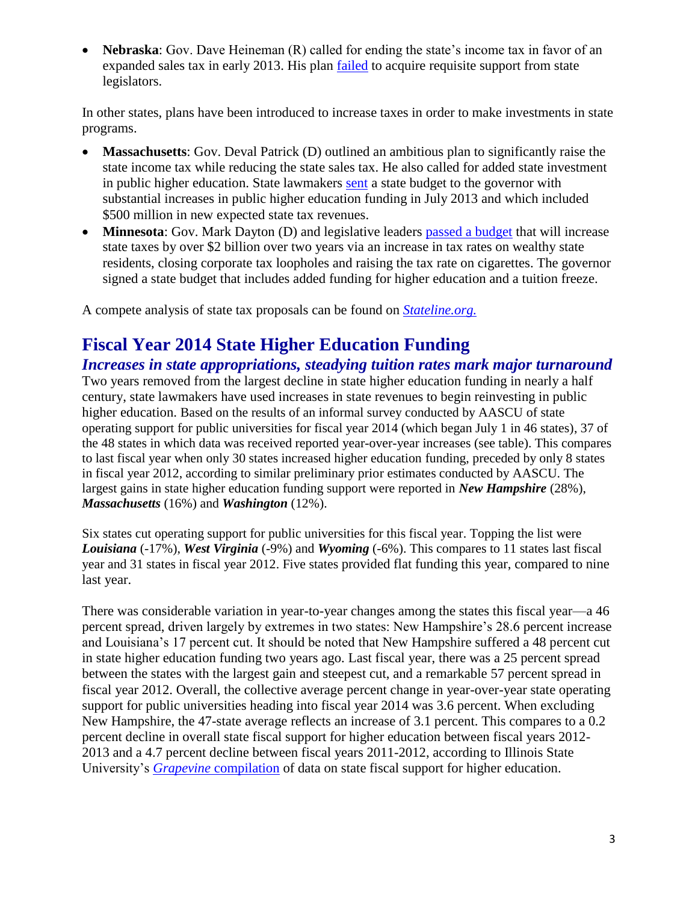- **Nebraska**: Gov. Dave Heineman (R) called for ending the state's income tax in favor of an expanded sales tax in early 2013. His plan failed to acquire requisite support from state legislators.

In other states, plans have been introduced to increase taxes in order to make investments in state programs.

- **Massachusetts**: Gov. Deval Patrick (D) outlined an ambitious plan to significantly raise the state income tax while reducing the state sales tax. He also called for added state investment in public higher education. State lawmakers sent a state budget to the governor with substantial increases in public higher education funding in July 2013 and which included $500 million in new expected state tax revenues.
- **Minnesota**: Gov. Mark Dayton (D) and legislative leaders passed a budget that will increase state taxes by over $2 billion over two years via an increase in tax rates on wealthy state residents, closing corporate tax loopholes and raising the tax rate on cigarettes. The governor signed a state budget that includes added funding for higher education and a tuition freeze.

A compete analysis of state tax proposals can be found on *Stateline.org.*

## Fiscal Year 2014 State Higher Education Funding

### *Increases in state appropriations, steadying tuition rates mark major turnaround*

Two years removed from the largest decline in state higher education funding in nearly a half century, state lawmakers have used increases in state revenues to begin reinvesting in public higher education. Based on the results of an informal survey conducted by AASCU of state operating support for public universities for fiscal year 2014 (which began July 1 in 46 states), 37 of the 48 states in which data was received reported year-over-year increases (see table). This compares to last fiscal year when only 30 states increased higher education funding, preceded by only 8 states in fiscal year 2012, according to similar preliminary prior estimates conducted by AASCU. The largest gains in state higher education funding support were reported in ***New Hampshire*** (28%), ***Massachusetts*** (16%) and ***Washington*** (12%).

Six states cut operating support for public universities for this fiscal year. Topping the list were ***Louisiana*** (-17%), ***West Virginia*** (-9%) and ***Wyoming*** (-6%). This compares to 11 states last fiscal year and 31 states in fiscal year 2012. Five states provided flat funding this year, compared to nine last year.

There was considerable variation in year-to-year changes among the states this fiscal year—a 46 percent spread, driven largely by extremes in two states: New Hampshire's 28.6 percent increase and Louisiana's 17 percent cut. It should be noted that New Hampshire suffered a 48 percent cut in state higher education funding two years ago. Last fiscal year, there was a 25 percent spread between the states with the largest gain and steepest cut, and a remarkable 57 percent spread in fiscal year 2012. Overall, the collective average percent change in year-over-year state operating support for public universities heading into fiscal year 2014 was 3.6 percent. When excluding New Hampshire, the 47-state average reflects an increase of 3.1 percent. This compares to a 0.2 percent decline in overall state fiscal support for higher education between fiscal years 2012-2013 and a 4.7 percent decline between fiscal years 2011-2012, according to Illinois State University's *Grapevine* compilation of data on state fiscal support for higher education.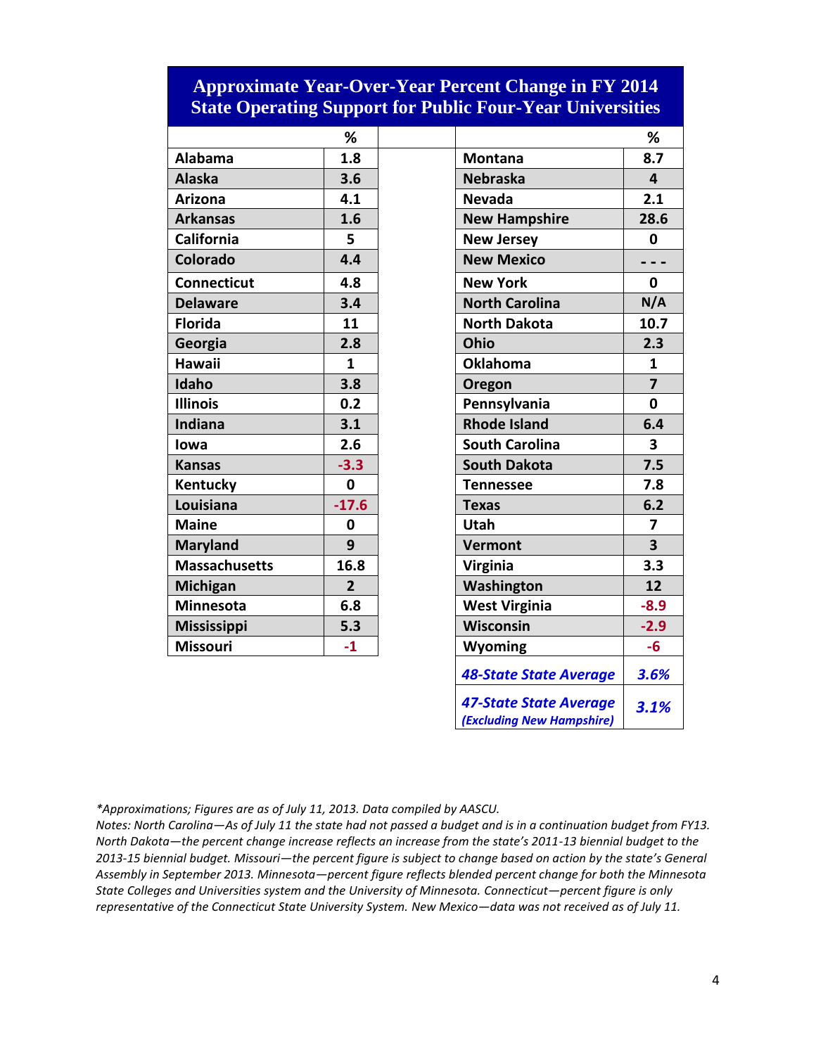## Approximate Year-Over-Year Percent Change in FY 2014 State Operating Support for Public Four-Year Universities

| | % | | % |
|---|---|---|---|
| Alabama | 1.8 | Montana | 8.7 |
| Alaska | 3.6 | Nebraska | 4 |
| Arizona | 4.1 | Nevada | 2.1 |
| Arkansas | 1.6 | New Hampshire | 28.6 |
| California | 5 | New Jersey | 0 |
| Colorado | 4.4 | New Mexico | - - - |
| Connecticut | 4.8 | New York | 0 |
| Delaware | 3.4 | North Carolina | N/A |
| Florida | 11 | North Dakota | 10.7 |
| Georgia | 2.8 | Ohio | 2.3 |
| Hawaii | 1 | Oklahoma | 1 |
| Idaho | 3.8 | Oregon | 7 |
| Illinois | 0.2 | Pennsylvania | 0 |
| Indiana | 3.1 | Rhode Island | 6.4 |
| Iowa | 2.6 | South Carolina | 3 |
| Kansas | -3.3 | South Dakota | 7.5 |
| Kentucky | 0 | Tennessee | 7.8 |
| Louisiana | -17.6 | Texas | 6.2 |
| Maine | 0 | Utah | 7 |
| Maryland | 9 | Vermont | 3 |
| Massachusetts | 16.8 | Virginia | 3.3 |
| Michigan | 2 | Washington | 12 |
| Minnesota | 6.8 | West Virginia | -8.9 |
| Mississippi | 5.3 | Wisconsin | -2.9 |
| Missouri | -1 | Wyoming | -6 |
| | | *48-State State Average* | *3.6%* |
| | | *47-State State Average (Excluding New Hampshire)* | *3.1%* |

*\*Approximations; Figures are as of July 11, 2013. Data compiled by AASCU.*
*Notes: North Carolina—As of July 11 the state had not passed a budget and is in a continuation budget from FY13. North Dakota—the percent change increase reflects an increase from the state's 2011-13 biennial budget to the 2013-15 biennial budget. Missouri—the percent figure is subject to change based on action by the state's General Assembly in September 2013. Minnesota—percent figure reflects blended percent change for both the Minnesota State Colleges and Universities system and the University of Minnesota. Connecticut—percent figure is only representative of the Connecticut State University System. New Mexico—data was not received as of July 11.*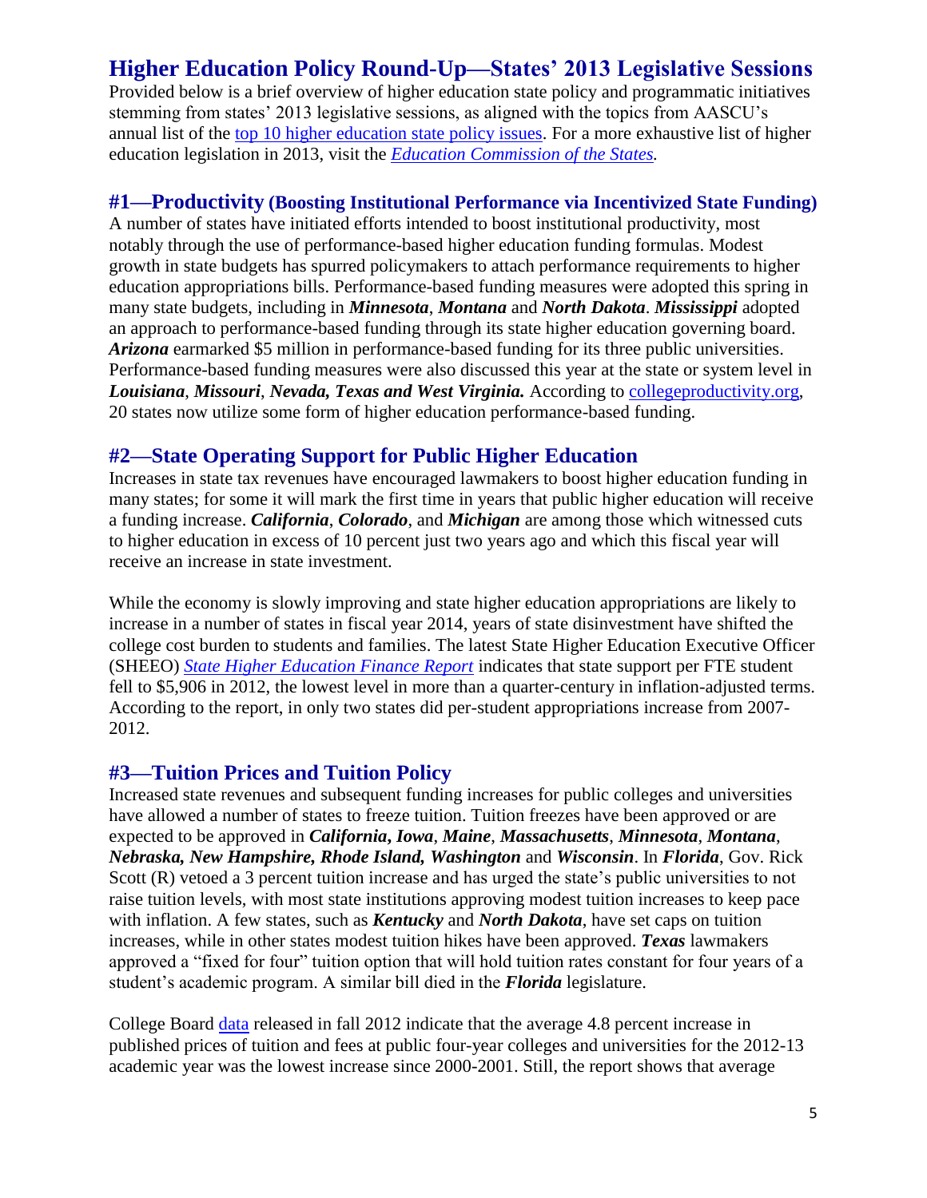# Higher Education Policy Round-Up—States' 2013 Legislative Sessions

Provided below is a brief overview of higher education state policy and programmatic initiatives stemming from states' 2013 legislative sessions, as aligned with the topics from AASCU's annual list of the [top 10 higher education state policy issues](). For a more exhaustive list of higher education legislation in 2013, visit the [*Education Commission of the States.*]()

## #1—Productivity (Boosting Institutional Performance via Incentivized State Funding)

A number of states have initiated efforts intended to boost institutional productivity, most notably through the use of performance-based higher education funding formulas. Modest growth in state budgets has spurred policymakers to attach performance requirements to higher education appropriations bills. Performance-based funding measures were adopted this spring in many state budgets, including in ***Minnesota***, ***Montana*** and ***North Dakota***. ***Mississippi*** adopted an approach to performance-based funding through its state higher education governing board. ***Arizona*** earmarked $5 million in performance-based funding for its three public universities. Performance-based funding measures were also discussed this year at the state or system level in ***Louisiana***, ***Missouri***, ***Nevada, Texas and West Virginia.*** According to [collegeproductivity.org](), 20 states now utilize some form of higher education performance-based funding.

## #2—State Operating Support for Public Higher Education

Increases in state tax revenues have encouraged lawmakers to boost higher education funding in many states; for some it will mark the first time in years that public higher education will receive a funding increase. ***California***, ***Colorado***, and ***Michigan*** are among those which witnessed cuts to higher education in excess of 10 percent just two years ago and which this fiscal year will receive an increase in state investment.

While the economy is slowly improving and state higher education appropriations are likely to increase in a number of states in fiscal year 2014, years of state disinvestment have shifted the college cost burden to students and families. The latest State Higher Education Executive Officer (SHEEO) [*State Higher Education Finance Report*]() indicates that state support per FTE student fell to $5,906 in 2012, the lowest level in more than a quarter-century in inflation-adjusted terms. According to the report, in only two states did per-student appropriations increase from 2007-2012.

## #3—Tuition Prices and Tuition Policy

Increased state revenues and subsequent funding increases for public colleges and universities have allowed a number of states to freeze tuition. Tuition freezes have been approved or are expected to be approved in ***California, Iowa***, ***Maine***, ***Massachusetts***, ***Minnesota***, ***Montana***, ***Nebraska, New Hampshire, Rhode Island, Washington*** and ***Wisconsin***. In ***Florida***, Gov. Rick Scott (R) vetoed a 3 percent tuition increase and has urged the state's public universities to not raise tuition levels, with most state institutions approving modest tuition increases to keep pace with inflation. A few states, such as ***Kentucky*** and ***North Dakota***, have set caps on tuition increases, while in other states modest tuition hikes have been approved. ***Texas*** lawmakers approved a "fixed for four" tuition option that will hold tuition rates constant for four years of a student's academic program. A similar bill died in the ***Florida*** legislature.

College Board [data]() released in fall 2012 indicate that the average 4.8 percent increase in published prices of tuition and fees at public four-year colleges and universities for the 2012-13 academic year was the lowest increase since 2000-2001. Still, the report shows that average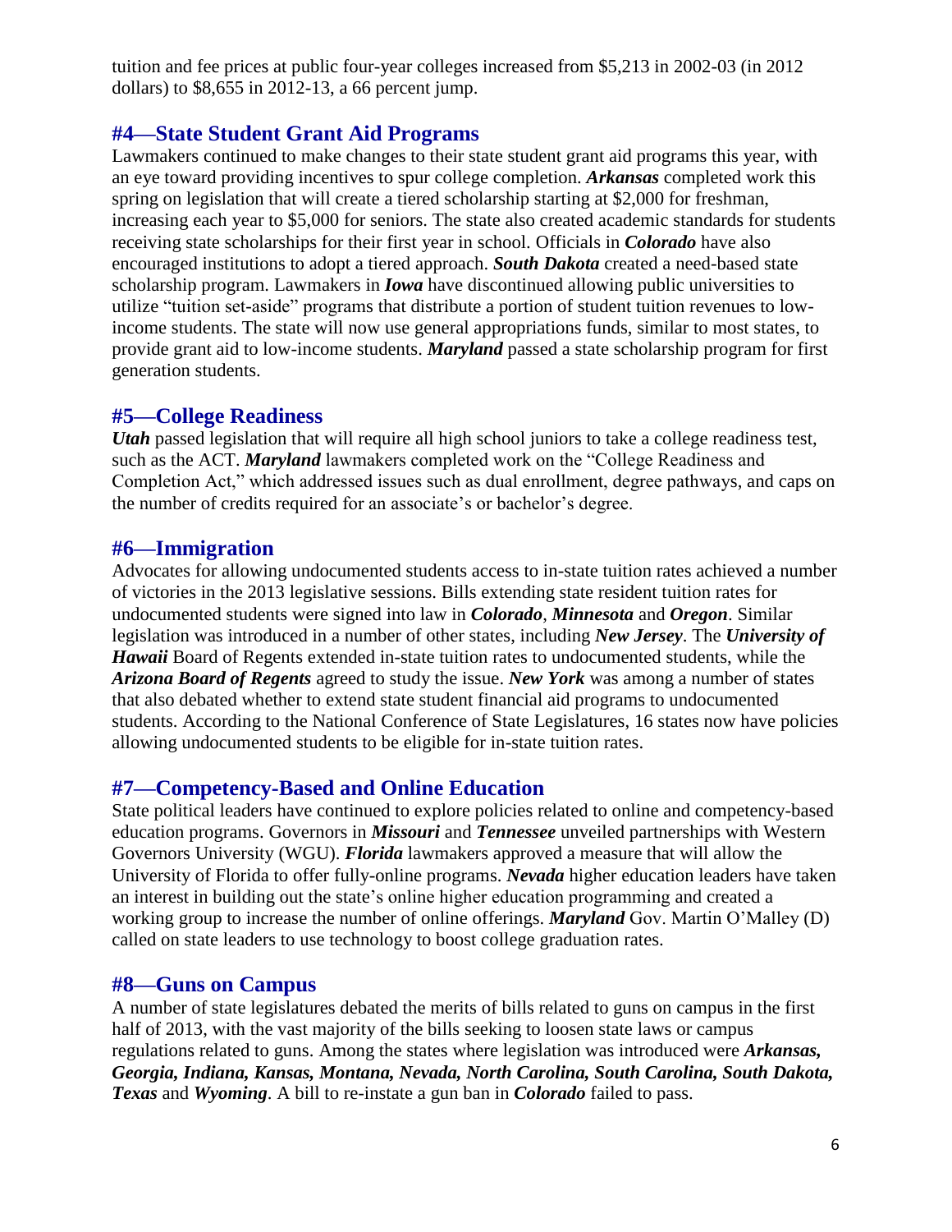tuition and fee prices at public four-year colleges increased from $5,213 in 2002-03 (in 2012 dollars) to $8,655 in 2012-13, a 66 percent jump.

## #4—State Student Grant Aid Programs

Lawmakers continued to make changes to their state student grant aid programs this year, with an eye toward providing incentives to spur college completion. ***Arkansas*** completed work this spring on legislation that will create a tiered scholarship starting at $2,000 for freshman, increasing each year to $5,000 for seniors. The state also created academic standards for students receiving state scholarships for their first year in school. Officials in ***Colorado*** have also encouraged institutions to adopt a tiered approach. ***South Dakota*** created a need-based state scholarship program. Lawmakers in ***Iowa*** have discontinued allowing public universities to utilize "tuition set-aside" programs that distribute a portion of student tuition revenues to low-income students. The state will now use general appropriations funds, similar to most states, to provide grant aid to low-income students. ***Maryland*** passed a state scholarship program for first generation students.

## #5—College Readiness

***Utah*** passed legislation that will require all high school juniors to take a college readiness test, such as the ACT. ***Maryland*** lawmakers completed work on the "College Readiness and Completion Act," which addressed issues such as dual enrollment, degree pathways, and caps on the number of credits required for an associate's or bachelor's degree.

## #6—Immigration

Advocates for allowing undocumented students access to in-state tuition rates achieved a number of victories in the 2013 legislative sessions. Bills extending state resident tuition rates for undocumented students were signed into law in ***Colorado***, ***Minnesota*** and ***Oregon***. Similar legislation was introduced in a number of other states, including ***New Jersey***. The ***University of Hawaii*** Board of Regents extended in-state tuition rates to undocumented students, while the ***Arizona Board of Regents*** agreed to study the issue. ***New York*** was among a number of states that also debated whether to extend state student financial aid programs to undocumented students. According to the National Conference of State Legislatures, 16 states now have policies allowing undocumented students to be eligible for in-state tuition rates.

## #7—Competency-Based and Online Education

State political leaders have continued to explore policies related to online and competency-based education programs. Governors in ***Missouri*** and ***Tennessee*** unveiled partnerships with Western Governors University (WGU). ***Florida*** lawmakers approved a measure that will allow the University of Florida to offer fully-online programs. ***Nevada*** higher education leaders have taken an interest in building out the state's online higher education programming and created a working group to increase the number of online offerings. ***Maryland*** Gov. Martin O'Malley (D) called on state leaders to use technology to boost college graduation rates.

## #8—Guns on Campus

A number of state legislatures debated the merits of bills related to guns on campus in the first half of 2013, with the vast majority of the bills seeking to loosen state laws or campus regulations related to guns. Among the states where legislation was introduced were ***Arkansas, Georgia, Indiana, Kansas, Montana, Nevada, North Carolina, South Carolina, South Dakota, Texas*** and ***Wyoming***. A bill to re-instate a gun ban in ***Colorado*** failed to pass.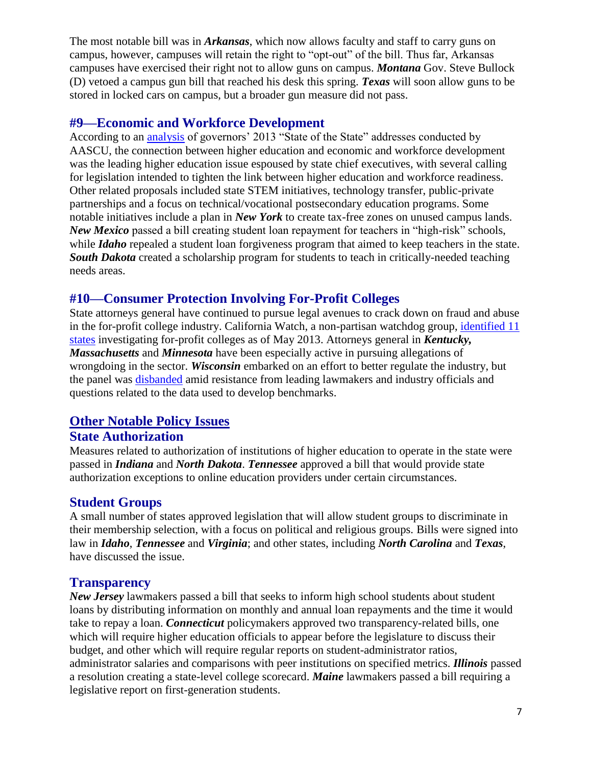The most notable bill was in ***Arkansas***, which now allows faculty and staff to carry guns on campus, however, campuses will retain the right to "opt-out" of the bill. Thus far, Arkansas campuses have exercised their right not to allow guns on campus. ***Montana*** Gov. Steve Bullock (D) vetoed a campus gun bill that reached his desk this spring. ***Texas*** will soon allow guns to be stored in locked cars on campus, but a broader gun measure did not pass.

## #9—Economic and Workforce Development

According to an analysis of governors' 2013 "State of the State" addresses conducted by AASCU, the connection between higher education and economic and workforce development was the leading higher education issue espoused by state chief executives, with several calling for legislation intended to tighten the link between higher education and workforce readiness. Other related proposals included state STEM initiatives, technology transfer, public-private partnerships and a focus on technical/vocational postsecondary education programs. Some notable initiatives include a plan in ***New York*** to create tax-free zones on unused campus lands. ***New Mexico*** passed a bill creating student loan repayment for teachers in "high-risk" schools, while ***Idaho*** repealed a student loan forgiveness program that aimed to keep teachers in the state. ***South Dakota*** created a scholarship program for students to teach in critically-needed teaching needs areas.

## #10—Consumer Protection Involving For-Profit Colleges

State attorneys general have continued to pursue legal avenues to crack down on fraud and abuse in the for-profit college industry. California Watch, a non-partisan watchdog group, identified 11 states investigating for-profit colleges as of May 2013. Attorneys general in ***Kentucky, Massachusetts*** and ***Minnesota*** have been especially active in pursuing allegations of wrongdoing in the sector. ***Wisconsin*** embarked on an effort to better regulate the industry, but the panel was disbanded amid resistance from leading lawmakers and industry officials and questions related to the data used to develop benchmarks.

## Other Notable Policy Issues

### State Authorization

Measures related to authorization of institutions of higher education to operate in the state were passed in ***Indiana*** and ***North Dakota***. ***Tennessee*** approved a bill that would provide state authorization exceptions to online education providers under certain circumstances.

### Student Groups

A small number of states approved legislation that will allow student groups to discriminate in their membership selection, with a focus on political and religious groups. Bills were signed into law in ***Idaho***, ***Tennessee*** and ***Virginia***; and other states, including ***North Carolina*** and ***Texas***, have discussed the issue.

### Transparency

***New Jersey*** lawmakers passed a bill that seeks to inform high school students about student loans by distributing information on monthly and annual loan repayments and the time it would take to repay a loan. ***Connecticut*** policymakers approved two transparency-related bills, one which will require higher education officials to appear before the legislature to discuss their budget, and other which will require regular reports on student-administrator ratios, administrator salaries and comparisons with peer institutions on specified metrics. ***Illinois*** passed a resolution creating a state-level college scorecard. ***Maine*** lawmakers passed a bill requiring a legislative report on first-generation students.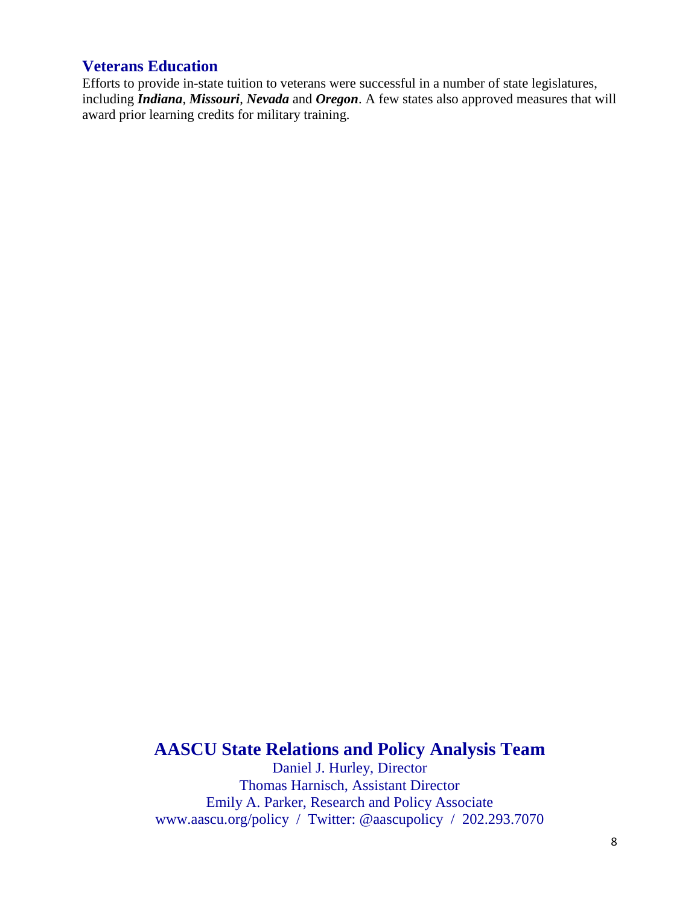## Veterans Education

Efforts to provide in-state tuition to veterans were successful in a number of state legislatures, including ***Indiana***, ***Missouri***, ***Nevada*** and ***Oregon***. A few states also approved measures that will award prior learning credits for military training.

**AASCU State Relations and Policy Analysis Team**

Daniel J. Hurley, Director
Thomas Harnisch, Assistant Director
Emily A. Parker, Research and Policy Associate
www.aascu.org/policy / Twitter: @aascupolicy / 202.293.7070